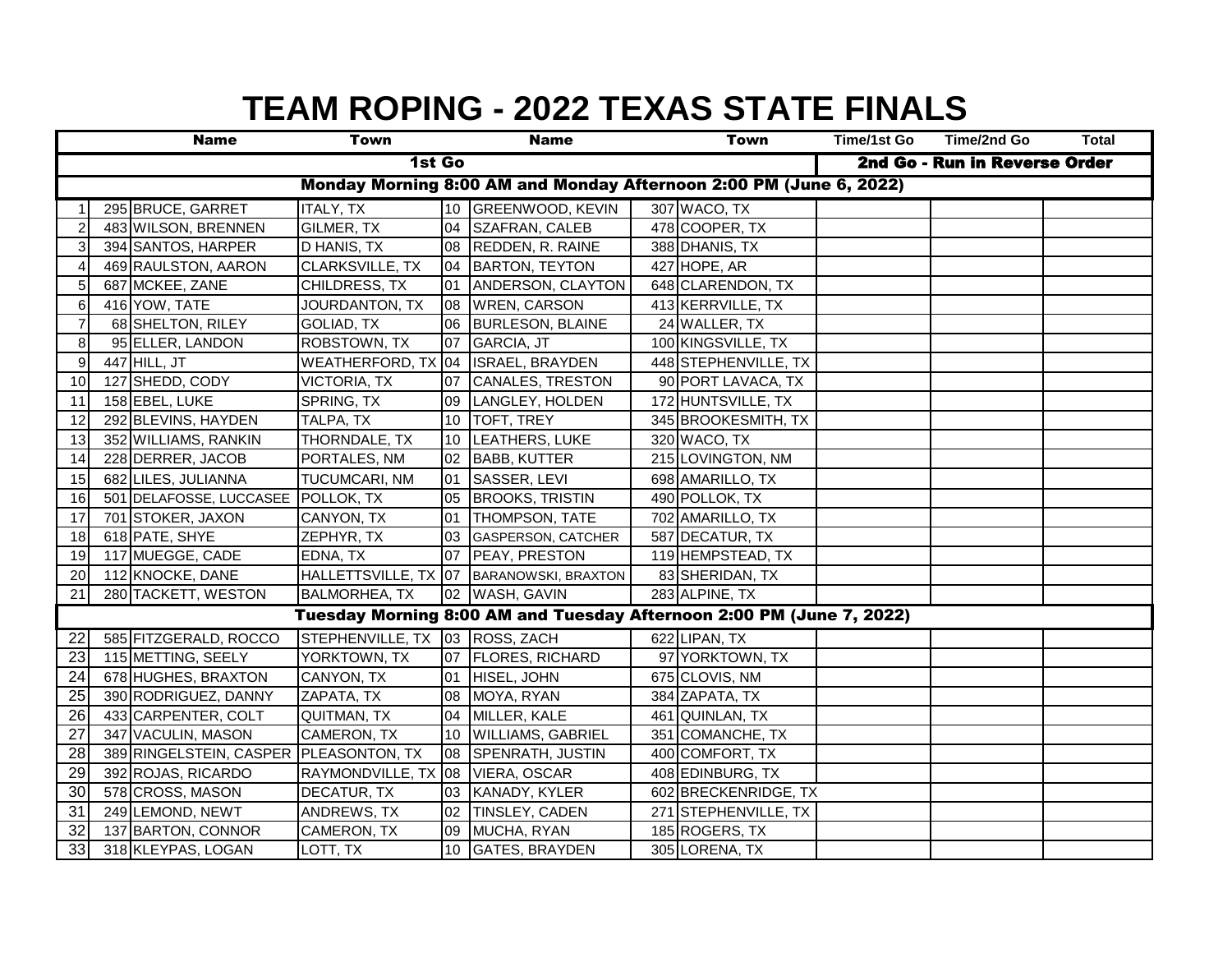# TEAM ROPING - 2022 TEXAS STATE FINALS

| # | No. | Name | Town | Dist. | Name | No. | Town | Time/1st Go | Time/2nd Go | Total |
|---|---|---|---|---|---|---|---|---|---|---|
| | | **1st Go** | | | | | | **2nd Go - Run in Reverse Order** | | |
| | | **Monday Morning 8:00 AM and Monday Afternoon 2:00 PM (June 6, 2022)** | | | | | | | | |
| 1 | 295 | BRUCE, GARRET | ITALY, TX | 10 | GREENWOOD, KEVIN | 307 | WACO, TX | | | |
| 2 | 483 | WILSON, BRENNEN | GILMER, TX | 04 | SZAFRAN, CALEB | 478 | COOPER, TX | | | |
| 3 | 394 | SANTOS, HARPER | D HANIS, TX | 08 | REDDEN, R. RAINE | 388 | DHANIS, TX | | | |
| 4 | 469 | RAULSTON, AARON | CLARKSVILLE, TX | 04 | BARTON, TEYTON | 427 | HOPE, AR | | | |
| 5 | 687 | MCKEE, ZANE | CHILDRESS, TX | 01 | ANDERSON, CLAYTON | 648 | CLARENDON, TX | | | |
| 6 | 416 | YOW, TATE | JOURDANTON, TX | 08 | WREN, CARSON | 413 | KERRVILLE, TX | | | |
| 7 | 68 | SHELTON, RILEY | GOLIAD, TX | 06 | BURLESON, BLAINE | 24 | WALLER, TX | | | |
| 8 | 95 | ELLER, LANDON | ROBSTOWN, TX | 07 | GARCIA, JT | 100 | KINGSVILLE, TX | | | |
| 9 | 447 | HILL, JT | WEATHERFORD, TX | 04 | ISRAEL, BRAYDEN | 448 | STEPHENVILLE, TX | | | |
| 10 | 127 | SHEDD, CODY | VICTORIA, TX | 07 | CANALES, TRESTON | 90 | PORT LAVACA, TX | | | |
| 11 | 158 | EBEL, LUKE | SPRING, TX | 09 | LANGLEY, HOLDEN | 172 | HUNTSVILLE, TX | | | |
| 12 | 292 | BLEVINS, HAYDEN | TALPA, TX | 10 | TOFT, TREY | 345 | BROOKESMITH, TX | | | |
| 13 | 352 | WILLIAMS, RANKIN | THORNDALE, TX | 10 | LEATHERS, LUKE | 320 | WACO, TX | | | |
| 14 | 228 | DERRER, JACOB | PORTALES, NM | 02 | BABB, KUTTER | 215 | LOVINGTON, NM | | | |
| 15 | 682 | LILES, JULIANNA | TUCUMCARI, NM | 01 | SASSER, LEVI | 698 | AMARILLO, TX | | | |
| 16 | 501 | DELAFOSSE, LUCCASEE | POLLOK, TX | 05 | BROOKS, TRISTIN | 490 | POLLOK, TX | | | |
| 17 | 701 | STOKER, JAXON | CANYON, TX | 01 | THOMPSON, TATE | 702 | AMARILLO, TX | | | |
| 18 | 618 | PATE, SHYE | ZEPHYR, TX | 03 | GASPERSON, CATCHER | 587 | DECATUR, TX | | | |
| 19 | 117 | MUEGGE, CADE | EDNA, TX | 07 | PEAY, PRESTON | 119 | HEMPSTEAD, TX | | | |
| 20 | 112 | KNOCKE, DANE | HALLETTSVILLE, TX | 07 | BARANOWSKI, BRAXTON | 83 | SHERIDAN, TX | | | |
| 21 | 280 | TACKETT, WESTON | BALMORHEA, TX | 02 | WASH, GAVIN | 283 | ALPINE, TX | | | |
| | | **Tuesday Morning 8:00 AM and Tuesday Afternoon 2:00 PM (June 7, 2022)** | | | | | | | | |
| 22 | 585 | FITZGERALD, ROCCO | STEPHENVILLE, TX | 03 | ROSS, ZACH | 622 | LIPAN, TX | | | |
| 23 | 115 | METTING, SEELY | YORKTOWN, TX | 07 | FLORES, RICHARD | 97 | YORKTOWN, TX | | | |
| 24 | 678 | HUGHES, BRAXTON | CANYON, TX | 01 | HISEL, JOHN | 675 | CLOVIS, NM | | | |
| 25 | 390 | RODRIGUEZ, DANNY | ZAPATA, TX | 08 | MOYA, RYAN | 384 | ZAPATA, TX | | | |
| 26 | 433 | CARPENTER, COLT | QUITMAN, TX | 04 | MILLER, KALE | 461 | QUINLAN, TX | | | |
| 27 | 347 | VACULIN, MASON | CAMERON, TX | 10 | WILLIAMS, GABRIEL | 351 | COMANCHE, TX | | | |
| 28 | 389 | RINGELSTEIN, CASPER | PLEASONTON, TX | 08 | SPENRATH, JUSTIN | 400 | COMFORT, TX | | | |
| 29 | 392 | ROJAS, RICARDO | RAYMONDVILLE, TX | 08 | VIERA, OSCAR | 408 | EDINBURG, TX | | | |
| 30 | 578 | CROSS, MASON | DECATUR, TX | 03 | KANADY, KYLER | 602 | BRECKENRIDGE, TX | | | |
| 31 | 249 | LEMOND, NEWT | ANDREWS, TX | 02 | TINSLEY, CADEN | 271 | STEPHENVILLE, TX | | | |
| 32 | 137 | BARTON, CONNOR | CAMERON, TX | 09 | MUCHA, RYAN | 185 | ROGERS, TX | | | |
| 33 | 318 | KLEYPAS, LOGAN | LOTT, TX | 10 | GATES, BRAYDEN | 305 | LORENA, TX | | | |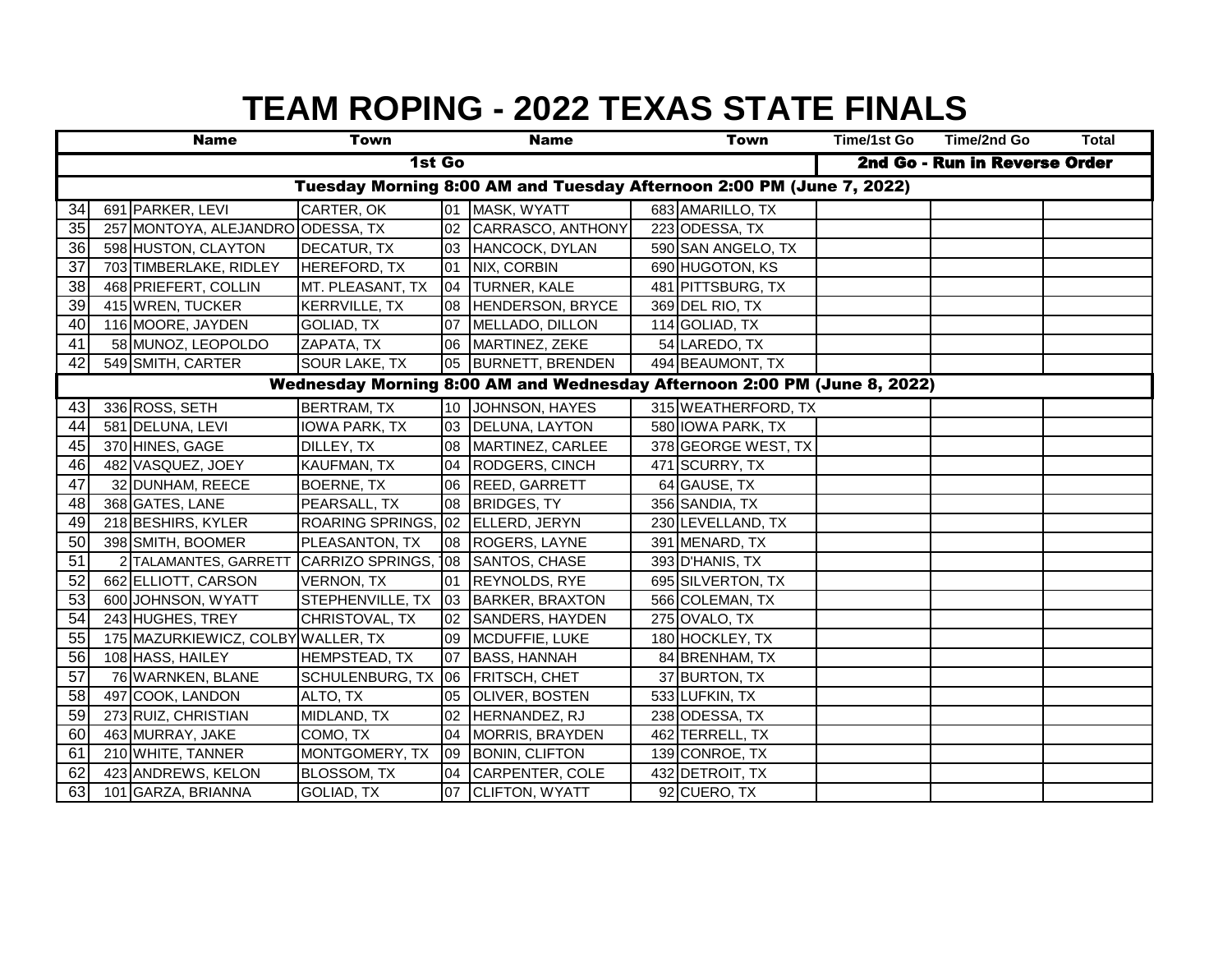# TEAM ROPING - 2022 TEXAS STATE FINALS

| | | Name | Town | | Name | | Town | Time/1st Go | Time/2nd Go | Total |
|---|---|---|---|---|---|---|---|---|---|---|
| 1st Go | | | | | | | | 2nd Go - Run in Reverse Order | | |
| Tuesday Morning 8:00 AM and Tuesday Afternoon 2:00 PM (June 7, 2022) | | | | | | | | | | |
| 34 | 691 | PARKER, LEVI | CARTER, OK | 01 | MASK, WYATT | 683 | AMARILLO, TX | | | |
| 35 | 257 | MONTOYA, ALEJANDRO | ODESSA, TX | 02 | CARRASCO, ANTHONY | 223 | ODESSA, TX | | | |
| 36 | 598 | HUSTON, CLAYTON | DECATUR, TX | 03 | HANCOCK, DYLAN | 590 | SAN ANGELO, TX | | | |
| 37 | 703 | TIMBERLAKE, RIDLEY | HEREFORD, TX | 01 | NIX, CORBIN | 690 | HUGOTON, KS | | | |
| 38 | 468 | PRIEFERT, COLLIN | MT. PLEASANT, TX | 04 | TURNER, KALE | 481 | PITTSBURG, TX | | | |
| 39 | 415 | WREN, TUCKER | KERRVILLE, TX | 08 | HENDERSON, BRYCE | 369 | DEL RIO, TX | | | |
| 40 | 116 | MOORE, JAYDEN | GOLIAD, TX | 07 | MELLADO, DILLON | 114 | GOLIAD, TX | | | |
| 41 | 58 | MUNOZ, LEOPOLDO | ZAPATA, TX | 06 | MARTINEZ, ZEKE | 54 | LAREDO, TX | | | |
| 42 | 549 | SMITH, CARTER | SOUR LAKE, TX | 05 | BURNETT, BRENDEN | 494 | BEAUMONT, TX | | | |
| Wednesday Morning 8:00 AM and Wednesday Afternoon 2:00 PM (June 8, 2022) | | | | | | | | | | |
| 43 | 336 | ROSS, SETH | BERTRAM, TX | 10 | JOHNSON, HAYES | 315 | WEATHERFORD, TX | | | |
| 44 | 581 | DELUNA, LEVI | IOWA PARK, TX | 03 | DELUNA, LAYTON | 580 | IOWA PARK, TX | | | |
| 45 | 370 | HINES, GAGE | DILLEY, TX | 08 | MARTINEZ, CARLEE | 378 | GEORGE WEST, TX | | | |
| 46 | 482 | VASQUEZ, JOEY | KAUFMAN, TX | 04 | RODGERS, CINCH | 471 | SCURRY, TX | | | |
| 47 | 32 | DUNHAM, REECE | BOERNE, TX | 06 | REED, GARRETT | 64 | GAUSE, TX | | | |
| 48 | 368 | GATES, LANE | PEARSALL, TX | 08 | BRIDGES, TY | 356 | SANDIA, TX | | | |
| 49 | 218 | BESHIRS, KYLER | ROARING SPRINGS, | 02 | ELLERD, JERYN | 230 | LEVELLAND, TX | | | |
| 50 | 398 | SMITH, BOOMER | PLEASANTON, TX | 08 | ROGERS, LAYNE | 391 | MENARD, TX | | | |
| 51 | 2 | TALAMANTES, GARRETT | CARRIZO SPRINGS, | 08 | SANTOS, CHASE | 393 | D'HANIS, TX | | | |
| 52 | 662 | ELLIOTT, CARSON | VERNON, TX | 01 | REYNOLDS, RYE | 695 | SILVERTON, TX | | | |
| 53 | 600 | JOHNSON, WYATT | STEPHENVILLE, TX | 03 | BARKER, BRAXTON | 566 | COLEMAN, TX | | | |
| 54 | 243 | HUGHES, TREY | CHRISTOVAL, TX | 02 | SANDERS, HAYDEN | 275 | OVALO, TX | | | |
| 55 | 175 | MAZURKIEWICZ, COLBY | WALLER, TX | 09 | MCDUFFIE, LUKE | 180 | HOCKLEY, TX | | | |
| 56 | 108 | HASS, HAILEY | HEMPSTEAD, TX | 07 | BASS, HANNAH | 84 | BRENHAM, TX | | | |
| 57 | 76 | WARNKEN, BLANE | SCHULENBURG, TX | 06 | FRITSCH, CHET | 37 | BURTON, TX | | | |
| 58 | 497 | COOK, LANDON | ALTO, TX | 05 | OLIVER, BOSTEN | 533 | LUFKIN, TX | | | |
| 59 | 273 | RUIZ, CHRISTIAN | MIDLAND, TX | 02 | HERNANDEZ, RJ | 238 | ODESSA, TX | | | |
| 60 | 463 | MURRAY, JAKE | COMO, TX | 04 | MORRIS, BRAYDEN | 462 | TERRELL, TX | | | |
| 61 | 210 | WHITE, TANNER | MONTGOMERY, TX | 09 | BONIN, CLIFTON | 139 | CONROE, TX | | | |
| 62 | 423 | ANDREWS, KELON | BLOSSOM, TX | 04 | CARPENTER, COLE | 432 | DETROIT, TX | | | |
| 63 | 101 | GARZA, BRIANNA | GOLIAD, TX | 07 | CLIFTON, WYATT | 92 | CUERO, TX | | | |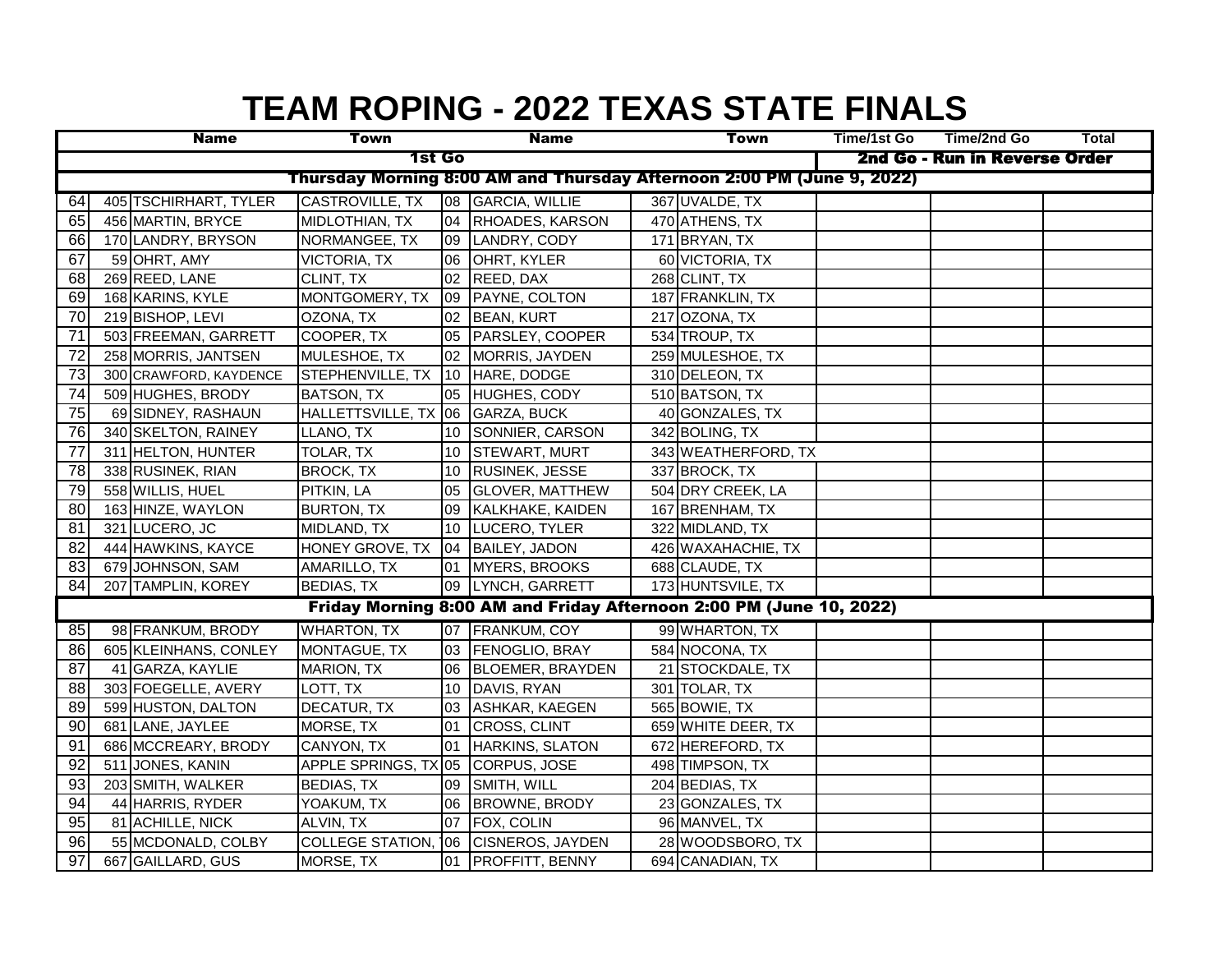# TEAM ROPING - 2022 TEXAS STATE FINALS

| | | Name | Town | | Name | | Town | Time/1st Go | Time/2nd Go | Total |
|---|---|---|---|---|---|---|---|---|---|---|
| | | 1st Go | | | | | | 2nd Go - Run in Reverse Order | | |
| | | Thursday Morning 8:00 AM and Thursday Afternoon 2:00 PM (June 9, 2022) | | | | | | | | |
| 64 | 405 | TSCHIRHART, TYLER | CASTROVILLE, TX | 08 | GARCIA, WILLIE | 367 | UVALDE, TX | | | |
| 65 | 456 | MARTIN, BRYCE | MIDLOTHIAN, TX | 04 | RHOADES, KARSON | 470 | ATHENS, TX | | | |
| 66 | 170 | LANDRY, BRYSON | NORMANGEE, TX | 09 | LANDRY, CODY | 171 | BRYAN, TX | | | |
| 67 | 59 | OHRT, AMY | VICTORIA, TX | 06 | OHRT, KYLER | 60 | VICTORIA, TX | | | |
| 68 | 269 | REED, LANE | CLINT, TX | 02 | REED, DAX | 268 | CLINT, TX | | | |
| 69 | 168 | KARINS, KYLE | MONTGOMERY, TX | 09 | PAYNE, COLTON | 187 | FRANKLIN, TX | | | |
| 70 | 219 | BISHOP, LEVI | OZONA, TX | 02 | BEAN, KURT | 217 | OZONA, TX | | | |
| 71 | 503 | FREEMAN, GARRETT | COOPER, TX | 05 | PARSLEY, COOPER | 534 | TROUP, TX | | | |
| 72 | 258 | MORRIS, JANTSEN | MULESHOE, TX | 02 | MORRIS, JAYDEN | 259 | MULESHOE, TX | | | |
| 73 | 300 | CRAWFORD, KAYDENCE | STEPHENVILLE, TX | 10 | HARE, DODGE | 310 | DELEON, TX | | | |
| 74 | 509 | HUGHES, BRODY | BATSON, TX | 05 | HUGHES, CODY | 510 | BATSON, TX | | | |
| 75 | 69 | SIDNEY, RASHAUN | HALLETTSVILLE, TX | 06 | GARZA, BUCK | 40 | GONZALES, TX | | | |
| 76 | 340 | SKELTON, RAINEY | LLANO, TX | 10 | SONNIER, CARSON | 342 | BOLING, TX | | | |
| 77 | 311 | HELTON, HUNTER | TOLAR, TX | 10 | STEWART, MURT | 343 | WEATHERFORD, TX | | | |
| 78 | 338 | RUSINEK, RIAN | BROCK, TX | 10 | RUSINEK, JESSE | 337 | BROCK, TX | | | |
| 79 | 558 | WILLIS, HUEL | PITKIN, LA | 05 | GLOVER, MATTHEW | 504 | DRY CREEK, LA | | | |
| 80 | 163 | HINZE, WAYLON | BURTON, TX | 09 | KALKHAKE, KAIDEN | 167 | BRENHAM, TX | | | |
| 81 | 321 | LUCERO, JC | MIDLAND, TX | 10 | LUCERO, TYLER | 322 | MIDLAND, TX | | | |
| 82 | 444 | HAWKINS, KAYCE | HONEY GROVE, TX | 04 | BAILEY, JADON | 426 | WAXAHACHIE, TX | | | |
| 83 | 679 | JOHNSON, SAM | AMARILLO, TX | 01 | MYERS, BROOKS | 688 | CLAUDE, TX | | | |
| 84 | 207 | TAMPLIN, KOREY | BEDIAS, TX | 09 | LYNCH, GARRETT | 173 | HUNTSVILE, TX | | | |
| | | Friday Morning 8:00 AM and Friday Afternoon 2:00 PM (June 10, 2022) | | | | | | | | |
| 85 | 98 | FRANKUM, BRODY | WHARTON, TX | 07 | FRANKUM, COY | 99 | WHARTON, TX | | | |
| 86 | 605 | KLEINHANS, CONLEY | MONTAGUE, TX | 03 | FENOGLIO, BRAY | 584 | NOCONA, TX | | | |
| 87 | 41 | GARZA, KAYLIE | MARION, TX | 06 | BLOEMER, BRAYDEN | 21 | STOCKDALE, TX | | | |
| 88 | 303 | FOEGELLE, AVERY | LOTT, TX | 10 | DAVIS, RYAN | 301 | TOLAR, TX | | | |
| 89 | 599 | HUSTON, DALTON | DECATUR, TX | 03 | ASHKAR, KAEGEN | 565 | BOWIE, TX | | | |
| 90 | 681 | LANE, JAYLEE | MORSE, TX | 01 | CROSS, CLINT | 659 | WHITE DEER, TX | | | |
| 91 | 686 | MCCREARY, BRODY | CANYON, TX | 01 | HARKINS, SLATON | 672 | HEREFORD, TX | | | |
| 92 | 511 | JONES, KANIN | APPLE SPRINGS, TX | 05 | CORPUS, JOSE | 498 | TIMPSON, TX | | | |
| 93 | 203 | SMITH, WALKER | BEDIAS, TX | 09 | SMITH, WILL | 204 | BEDIAS, TX | | | |
| 94 | 44 | HARRIS, RYDER | YOAKUM, TX | 06 | BROWNE, BRODY | 23 | GONZALES, TX | | | |
| 95 | 81 | ACHILLE, NICK | ALVIN, TX | 07 | FOX, COLIN | 96 | MANVEL, TX | | | |
| 96 | 55 | MCDONALD, COLBY | COLLEGE STATION, T | 06 | CISNEROS, JAYDEN | 28 | WOODSBORO, TX | | | |
| 97 | 667 | GAILLARD, GUS | MORSE, TX | 01 | PROFFITT, BENNY | 694 | CANADIAN, TX | | | |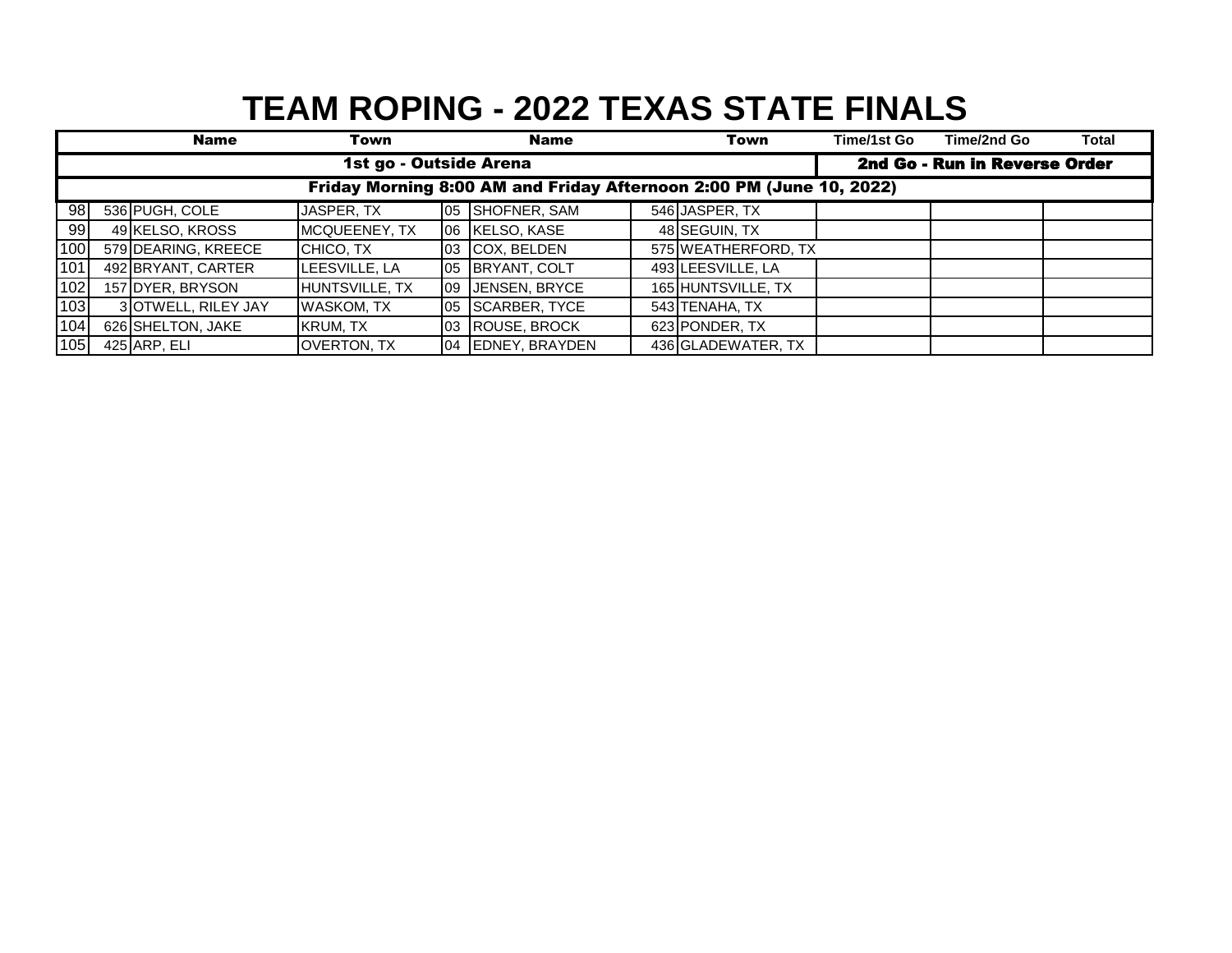# TEAM ROPING - 2022 TEXAS STATE FINALS

| | | Name | Town | | Name | | Town | Time/1st Go | Time/2nd Go | Total |
|---|---|---|---|---|---|---|---|---|---|---|
| 1st go - Outside Arena | | | | | | | | 2nd Go - Run in Reverse Order | | |
| Friday Morning 8:00 AM and Friday Afternoon 2:00 PM (June 10, 2022) | | | | | | | | | | |
| 98 | 536 | PUGH, COLE | JASPER, TX | 05 | SHOFNER, SAM | 546 | JASPER, TX | | | |
| 99 | 49 | KELSO, KROSS | MCQUEENEY, TX | 06 | KELSO, KASE | 48 | SEGUIN, TX | | | |
| 100 | 579 | DEARING, KREECE | CHICO, TX | 03 | COX, BELDEN | 575 | WEATHERFORD, TX | | | |
| 101 | 492 | BRYANT, CARTER | LEESVILLE, LA | 05 | BRYANT, COLT | 493 | LEESVILLE, LA | | | |
| 102 | 157 | DYER, BRYSON | HUNTSVILLE, TX | 09 | JENSEN, BRYCE | 165 | HUNTSVILLE, TX | | | |
| 103 | 3 | OTWELL, RILEY JAY | WASKOM, TX | 05 | SCARBER, TYCE | 543 | TENAHA, TX | | | |
| 104 | 626 | SHELTON, JAKE | KRUM, TX | 03 | ROUSE, BROCK | 623 | PONDER, TX | | | |
| 105 | 425 | ARP, ELI | OVERTON, TX | 04 | EDNEY, BRAYDEN | 436 | GLADEWATER, TX | | | |